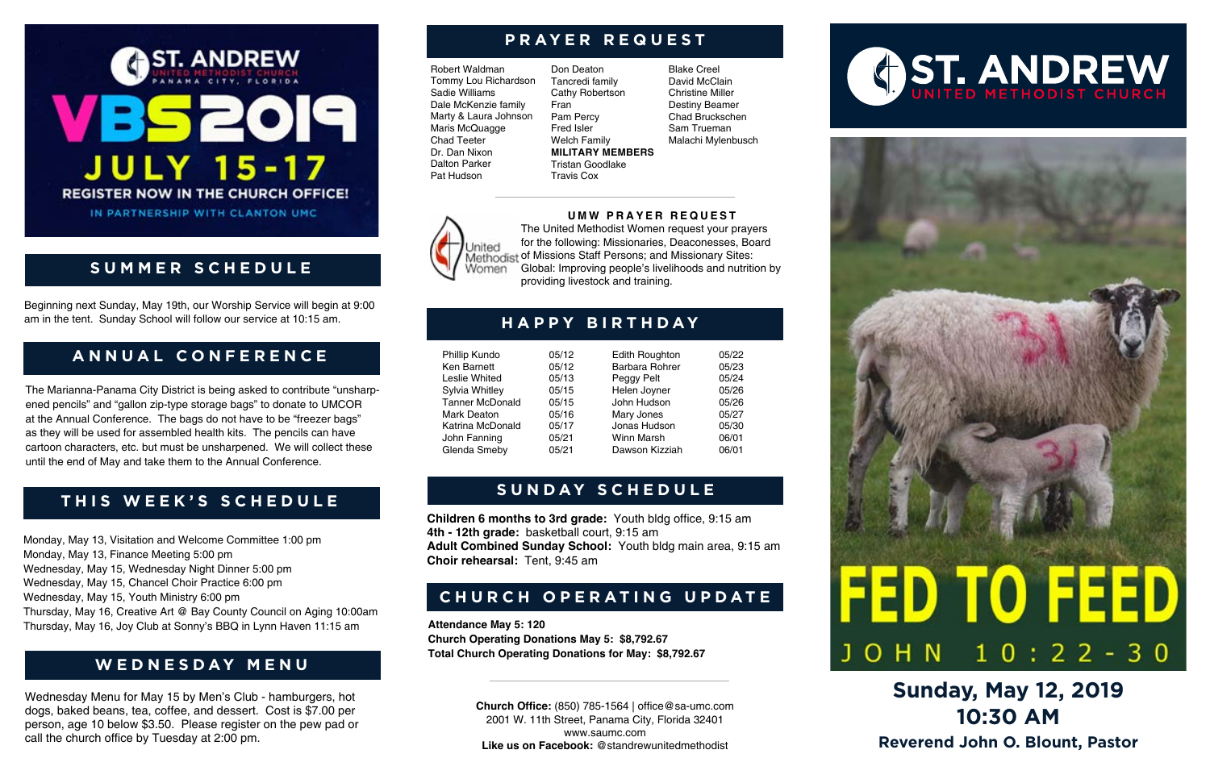# ST. ANDREW

UNITED METHODIST CHURCH

PANAMA CITY, FLORIDA

# VBS 2019

## JULY 15-17

REGISTER NOW IN THE CHURCH OFFICE!

IN PARTNERSHIP WITH CLANTON UMC

## SUMMER SCHEDULE

Beginning next Sunday, May 19th, our Worship Service will begin at 9:00 am in the tent. Sunday School will follow our service at 10:15 am.

## ANNUAL CONFERENCE

The Marianna-Panama City District is being asked to contribute "unsharpened pencils" and "gallon zip-type storage bags" to donate to UMCOR at the Annual Conference. The bags do not have to be "freezer bags" as they will be used for assembled health kits. The pencils can have cartoon characters, etc. but must be unsharpened. We will collect these until the end of May and take them to the Annual Conference.

## THIS WEEK'S SCHEDULE

Monday, May 13, Visitation and Welcome Committee 1:00 pm
Monday, May 13, Finance Meeting 5:00 pm
Wednesday, May 15, Wednesday Night Dinner 5:00 pm
Wednesday, May 15, Chancel Choir Practice 6:00 pm
Wednesday, May 15, Youth Ministry 6:00 pm
Thursday, May 16, Creative Art @ Bay County Council on Aging 10:00am
Thursday, May 16, Joy Club at Sonny's BBQ in Lynn Haven 11:15 am

## WEDNESDAY MENU

Wednesday Menu for May 15 by Men's Club - hamburgers, hot dogs, baked beans, tea, coffee, and dessert. Cost is $7.00 per person, age 10 below $3.50. Please register on the pew pad or call the church office by Tuesday at 2:00 pm.

## PRAYER REQUEST

Robert Waldman
Tommy Lou Richardson
Sadie Williams
Dale McKenzie family
Marty & Laura Johnson
Maris McQuagge
Chad Teeter
Dr. Dan Nixon
Dalton Parker
Pat Hudson
Don Deaton
Tancredi family
Cathy Robertson
Fran
Pam Percy
Fred Isler
Welch Family

**MILITARY MEMBERS**

Tristan Goodlake
Travis Cox
Blake Creel
David McClain
Christine Miller
Destiny Beamer
Chad Bruckschen
Sam Trueman
Malachi Mylenbusch

### UMW PRAYER REQUEST

United Methodist Women

The United Methodist Women request your prayers for the following: Missionaries, Deaconesses, Board of Missions Staff Persons; and Missionary Sites: Global: Improving people's livelihoods and nutrition by providing livestock and training.

## HAPPY BIRTHDAY

| Name | Date | Name | Date |
|---|---|---|---|
| Phillip Kundo | 05/12 | Edith Roughton | 05/22 |
| Ken Barnett | 05/12 | Barbara Rohrer | 05/23 |
| Leslie Whited | 05/13 | Peggy Pelt | 05/24 |
| Sylvia Whitley | 05/15 | Helen Joyner | 05/26 |
| Tanner McDonald | 05/15 | John Hudson | 05/26 |
| Mark Deaton | 05/16 | Mary Jones | 05/27 |
| Katrina McDonald | 05/17 | Jonas Hudson | 05/30 |
| John Fanning | 05/21 | Winn Marsh | 06/01 |
| Glenda Smeby | 05/21 | Dawson Kizziah | 06/01 |

## SUNDAY SCHEDULE

**Children 6 months to 3rd grade:** Youth bldg office, 9:15 am
**4th - 12th grade:** basketball court, 9:15 am
**Adult Combined Sunday School:** Youth bldg main area, 9:15 am
**Choir rehearsal:** Tent, 9:45 am

## CHURCH OPERATING UPDATE

**Attendance May 5: 120**
**Church Operating Donations May 5: $8,792.67**
**Total Church Operating Donations for May: $8,792.67**

**Church Office:** (850) 785-1564 | office@sa-umc.com
2001 W. 11th Street, Panama City, Florida 32401
www.saumc.com
**Like us on Facebook:** @standrewunitedmethodist

# ST. ANDREW

UNITED METHODIST CHURCH

# FED TO FEED

JOHN 10:22-30

## Sunday, May 12, 2019

## 10:30 AM

### Reverend John O. Blount, Pastor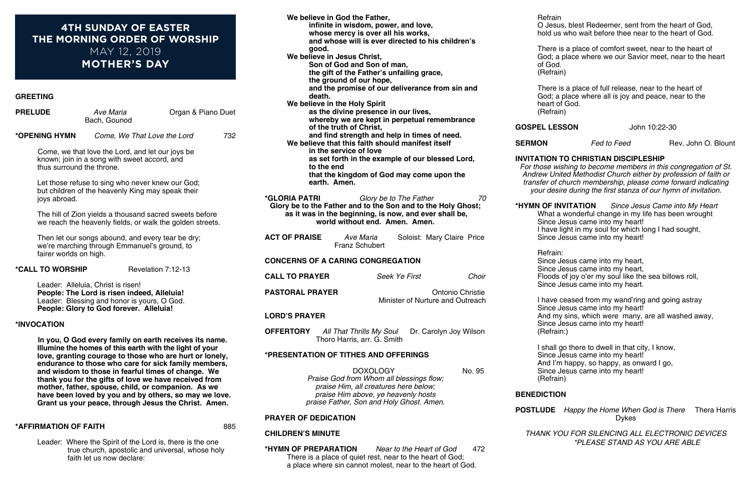# 4TH SUNDAY OF EASTER
# THE MORNING ORDER OF WORSHIP
MAY 12, 2019
**MOTHER'S DAY**

**GREETING**

**PRELUDE** *Ave Maria* Bach, Gounod — Organ & Piano Duet

**\*OPENING HYMN** *Come, We That Love the Lord* 732

Come, we that love the Lord, and let our joys be known; join in a song with sweet accord, and thus surround the throne.

Let those refuse to sing who never knew our God; but children of the heavenly King may speak their joys abroad.

The hill of Zion yields a thousand sacred sweets before we reach the heavenly fields, or walk the golden streets.

Then let our songs abound, and every tear be dry; we're marching through Emmanuel's ground, to fairer worlds on high.

**\*CALL TO WORSHIP** Revelation 7:12-13

Leader: Alleluia, Christ is risen!
**People: The Lord is risen indeed, Alleluia!**
Leader: Blessing and honor is yours, O God.
**People: Glory to God forever. Alleluia!**

**\*INVOCATION**

**In you, O God every family on earth receives its name. Illumine the homes of this earth with the light of your love, granting courage to those who are hurt or lonely, endurance to those who care for sick family members, and wisdom to those in fearful times of change. We thank you for the gifts of love we have received from mother, father, spouse, child, or companion. As we have been loved by you and by others, so may we love. Grant us your peace, through Jesus the Christ. Amen.**

**\*AFFIRMATION OF FAITH** 885

Leader: Where the Spirit of the Lord is, there is the one true church, apostolic and universal, whose holy faith let us now declare:

**We believe in God the Father,**
**infinite in wisdom, power, and love,**
**whose mercy is over all his works,**
**and whose will is ever directed to his children's good.**
**We believe in Jesus Christ,**
**Son of God and Son of man,**
**the gift of the Father's unfailing grace,**
**the ground of our hope,**
**and the promise of our deliverance from sin and death.**
**We believe in the Holy Spirit**
**as the divine presence in our lives,**
**whereby we are kept in perpetual remembrance of the truth of Christ,**
**and find strength and help in times of need.**
**We believe that this faith should manifest itself**
**in the service of love**
**as set forth in the example of our blessed Lord,**
**to the end**
**that the kingdom of God may come upon the earth. Amen.**

**\*GLORIA PATRI** *Glory be to The Father* 70

**Glory be to the Father and to the Son and to the Holy Ghost; as it was in the beginning, is now, and ever shall be, world without end. Amen. Amen.**

**ACT OF PRAISE** *Ave Maria* Franz Schubert — Soloist: Mary Claire Price

**CONCERNS OF A CARING CONGREGATION**

**CALL TO PRAYER** *Seek Ye First* Choir

**PASTORAL PRAYER** Ontonio Christie, Minister of Nurture and Outreach

**LORD'S PRAYER**

**OFFERTORY** *All That Thrills My Soul* Thoro Harris, arr. G. Smith — Dr. Carolyn Joy Wilson

**\*PRESENTATION OF TITHES AND OFFERINGS**

DOXOLOGY No. 95

*Praise God from Whom all blessings flow;*
*praise Him, all creatures here below;*
*praise Him above, ye heavenly hosts*
*praise Father, Son and Holy Ghost. Amen.*

**PRAYER OF DEDICATION**

**CHILDREN'S MINUTE**

**\*HYMN OF PREPARATION** *Near to the Heart of God* 472

There is a place of quiet rest, near to the heart of God; a place where sin cannot molest, near to the heart of God.

Refrain
O Jesus, blest Redeemer, sent from the heart of God, hold us who wait before thee near to the heart of God.

There is a place of comfort sweet, near to the heart of God; a place where we our Savior meet, near to the heart of God.
(Refrain)

There is a place of full release, near to the heart of God; a place where all is joy and peace, near to the heart of God.
(Refrain)

**GOSPEL LESSON** John 10:22-30

**SERMON** *Fed to Feed* Rev. John O. Blount

**INVITATION TO CHRISTIAN DISCIPLESHIP**

*For those wishing to become members in this congregation of St. Andrew United Methodist Church either by profession of faith or transfer of church membership, please come forward indicating your desire during the first stanza of our hymn of invitation.*

**\*HYMN OF INVITATION** *Since Jesus Came into My Heart*

What a wonderful change in my life has been wrought
Since Jesus came into my heart!
I have light in my soul for which long I had sought,
Since Jesus came into my heart!

Refrain:
Since Jesus came into my heart,
Since Jesus came into my heart,
Floods of joy o'er my soul like the sea billows roll,
Since Jesus came into my heart.

I have ceased from my wand'ring and going astray
Since Jesus came into my heart!
And my sins, which were many, are all washed away,
Since Jesus came into my heart!
(Refrain:)

I shall go there to dwell in that city, I know,
Since Jesus came into my heart!
And I'm happy, so happy, as onward I go,
Since Jesus came into my heart!
(Refrain)

**BENEDICTION**

**POSTLUDE** *Happy the Home When God is There* Thera Harris Dykes

*THANK YOU FOR SILENCING ALL ELECTRONIC DEVICES*
*\*PLEASE STAND AS YOU ARE ABLE*